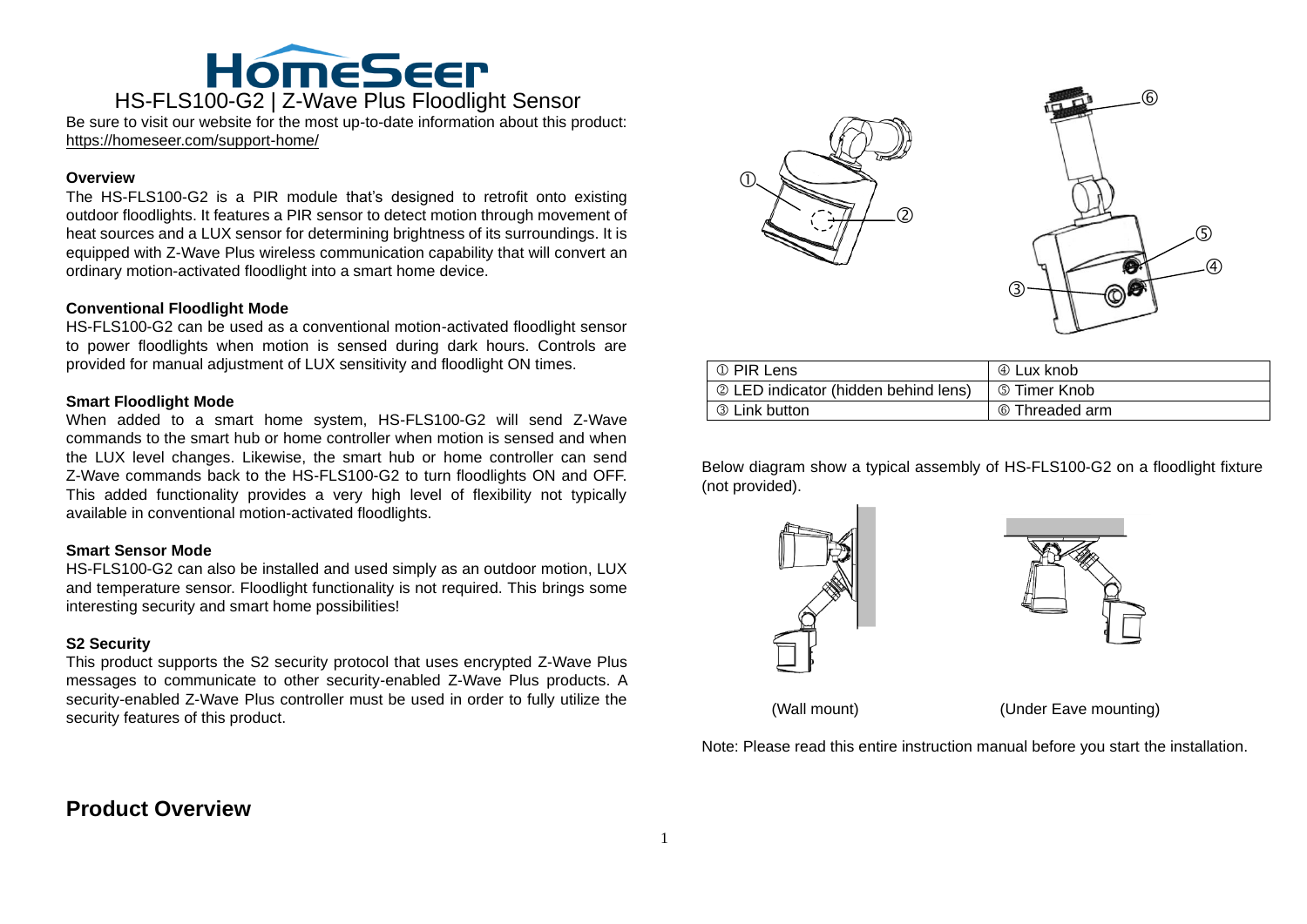# HomeSeer

## HS-FLS100-G2 | Z-Wave Plus Floodlight Sensor

Be sure to visit our website for the most up-to-date information about this product: https://homeseer.com/support-home/

### Overview

The HS-FLS100-G2 is a PIR module that's designed to retrofit onto existing outdoor floodlights. It features a PIR sensor to detect motion through movement of heat sources and a LUX sensor for determining brightness of its surroundings. It is equipped with Z-Wave Plus wireless communication capability that will convert an ordinary motion-activated floodlight into a smart home device.

### Conventional Floodlight Mode

HS-FLS100-G2 can be used as a conventional motion-activated floodlight sensor to power floodlights when motion is sensed during dark hours. Controls are provided for manual adjustment of LUX sensitivity and floodlight ON times.

### Smart Floodlight Mode

When added to a smart home system, HS-FLS100-G2 will send Z-Wave commands to the smart hub or home controller when motion is sensed and when the LUX level changes. Likewise, the smart hub or home controller can send Z-Wave commands back to the HS-FLS100-G2 to turn floodlights ON and OFF. This added functionality provides a very high level of flexibility not typically available in conventional motion-activated floodlights.

### Smart Sensor Mode

HS-FLS100-G2 can also be installed and used simply as an outdoor motion, LUX and temperature sensor. Floodlight functionality is not required. This brings some interesting security and smart home possibilities!

### S2 Security

This product supports the S2 security protocol that uses encrypted Z-Wave Plus messages to communicate to other security-enabled Z-Wave Plus products. A security-enabled Z-Wave Plus controller must be used in order to fully utilize the security features of this product.

## Product Overview

| ① PIR Lens | ④ Lux knob |
|---|---|
| ② LED indicator (hidden behind lens) | ⑤ Timer Knob |
| ③ Link button | ⑥ Threaded arm |

Below diagram show a typical assembly of HS-FLS100-G2 on a floodlight fixture (not provided).

(Wall mount) (Under Eave mounting)

Note: Please read this entire instruction manual before you start the installation.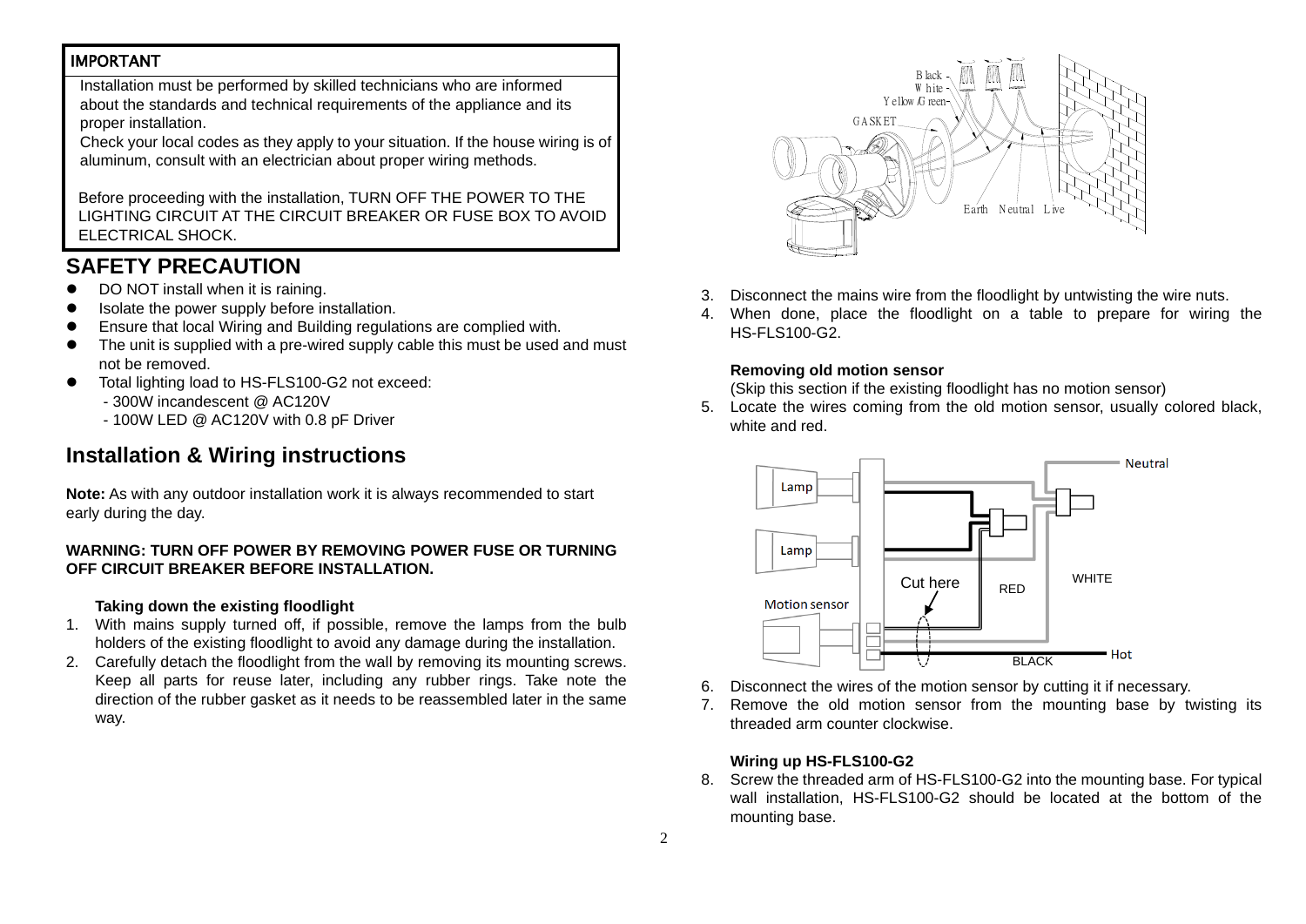**IMPORTANT**

Installation must be performed by skilled technicians who are informed about the standards and technical requirements of the appliance and its proper installation.

Check your local codes as they apply to your situation. If the house wiring is of aluminum, consult with an electrician about proper wiring methods.

Before proceeding with the installation, TURN OFF THE POWER TO THE LIGHTING CIRCUIT AT THE CIRCUIT BREAKER OR FUSE BOX TO AVOID ELECTRICAL SHOCK.

## SAFETY PRECAUTION

- DO NOT install when it is raining.
- Isolate the power supply before installation.
- Ensure that local Wiring and Building regulations are complied with.
- The unit is supplied with a pre-wired supply cable this must be used and must not be removed.
- Total lighting load to HS-FLS100-G2 not exceed:
  - 300W incandescent @ AC120V
  - 100W LED @ AC120V with 0.8 pF Driver

## Installation & Wiring instructions

**Note:** As with any outdoor installation work it is always recommended to start early during the day.

**WARNING: TURN OFF POWER BY REMOVING POWER FUSE OR TURNING OFF CIRCUIT BREAKER BEFORE INSTALLATION.**

### Taking down the existing floodlight

1. With mains supply turned off, if possible, remove the lamps from the bulb holders of the existing floodlight to avoid any damage during the installation.
2. Carefully detach the floodlight from the wall by removing its mounting screws. Keep all parts for reuse later, including any rubber rings. Take note the direction of the rubber gasket as it needs to be reassembled later in the same way.

Black
White
Yellow/Green
GASKET
Earth Neutral Live

3. Disconnect the mains wire from the floodlight by untwisting the wire nuts.
4. When done, place the floodlight on a table to prepare for wiring the HS-FLS100-G2.

### Removing old motion sensor

(Skip this section if the existing floodlight has no motion sensor)

5. Locate the wires coming from the old motion sensor, usually colored black, white and red.

Lamp
Lamp
Motion sensor
Cut here
RED
WHITE
Neutral
BLACK
Hot

6. Disconnect the wires of the motion sensor by cutting it if necessary.
7. Remove the old motion sensor from the mounting base by twisting its threaded arm counter clockwise.

### Wiring up HS-FLS100-G2

8. Screw the threaded arm of HS-FLS100-G2 into the mounting base. For typical wall installation, HS-FLS100-G2 should be located at the bottom of the mounting base.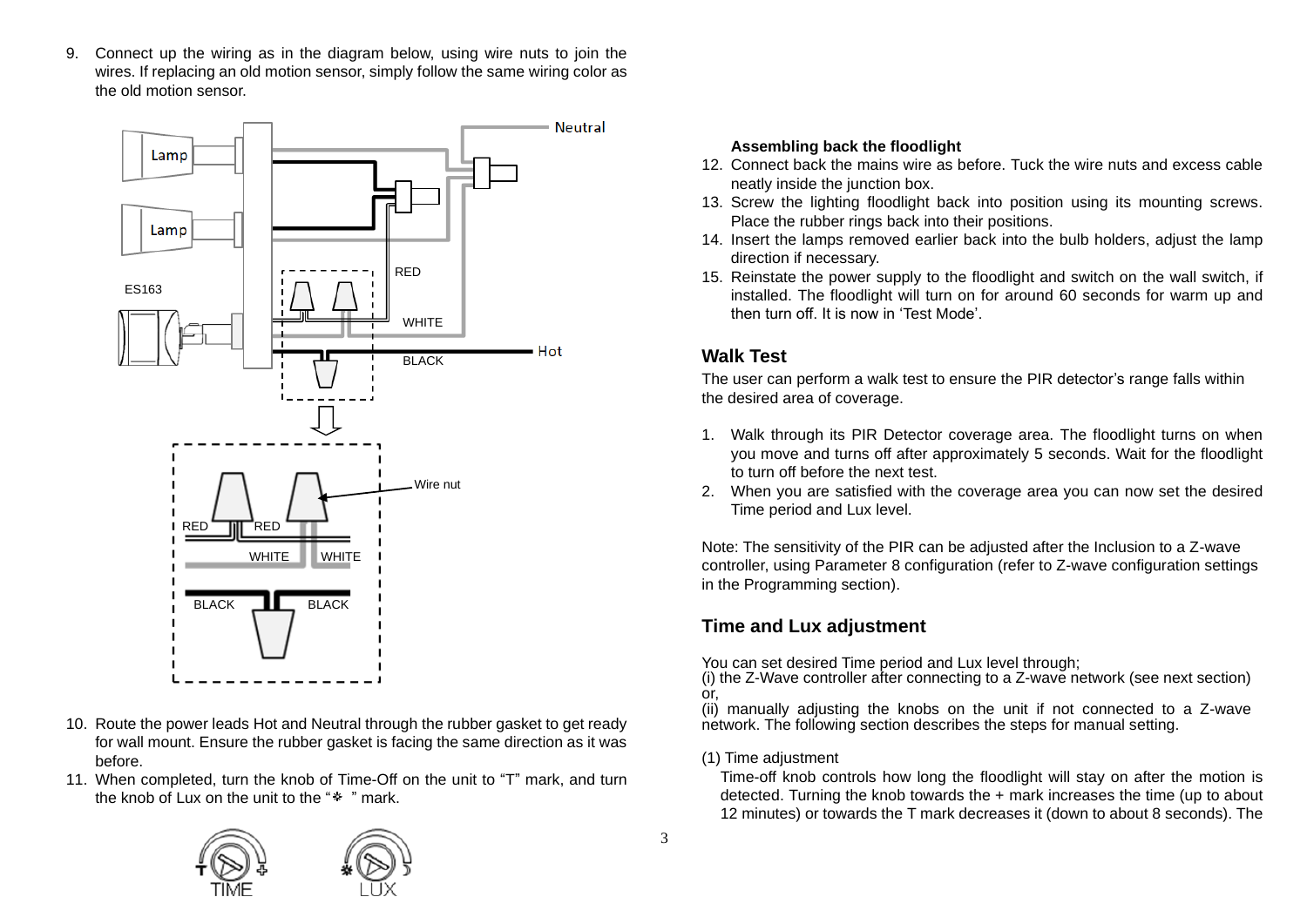9. Connect up the wiring as in the diagram below, using wire nuts to join the wires. If replacing an old motion sensor, simply follow the same wiring color as the old motion sensor.

10. Route the power leads Hot and Neutral through the rubber gasket to get ready for wall mount. Ensure the rubber gasket is facing the same direction as it was before.
11. When completed, turn the knob of Time-Off on the unit to "T" mark, and turn the knob of Lux on the unit to the "☼ " mark.

**Assembling back the floodlight**

12. Connect back the mains wire as before. Tuck the wire nuts and excess cable neatly inside the junction box.
13. Screw the lighting floodlight back into position using its mounting screws. Place the rubber rings back into their positions.
14. Insert the lamps removed earlier back into the bulb holders, adjust the lamp direction if necessary.
15. Reinstate the power supply to the floodlight and switch on the wall switch, if installed. The floodlight will turn on for around 60 seconds for warm up and then turn off. It is now in 'Test Mode'.

## Walk Test

The user can perform a walk test to ensure the PIR detector's range falls within the desired area of coverage.

1. Walk through its PIR Detector coverage area. The floodlight turns on when you move and turns off after approximately 5 seconds. Wait for the floodlight to turn off before the next test.
2. When you are satisfied with the coverage area you can now set the desired Time period and Lux level.

Note: The sensitivity of the PIR can be adjusted after the Inclusion to a Z-wave controller, using Parameter 8 configuration (refer to Z-wave configuration settings in the Programming section).

## Time and Lux adjustment

You can set desired Time period and Lux level through;
(i) the Z-Wave controller after connecting to a Z-wave network (see next section) or,
(ii) manually adjusting the knobs on the unit if not connected to a Z-wave network. The following section describes the steps for manual setting.

(1) Time adjustment

Time-off knob controls how long the floodlight will stay on after the motion is detected. Turning the knob towards the + mark increases the time (up to about 12 minutes) or towards the T mark decreases it (down to about 8 seconds). The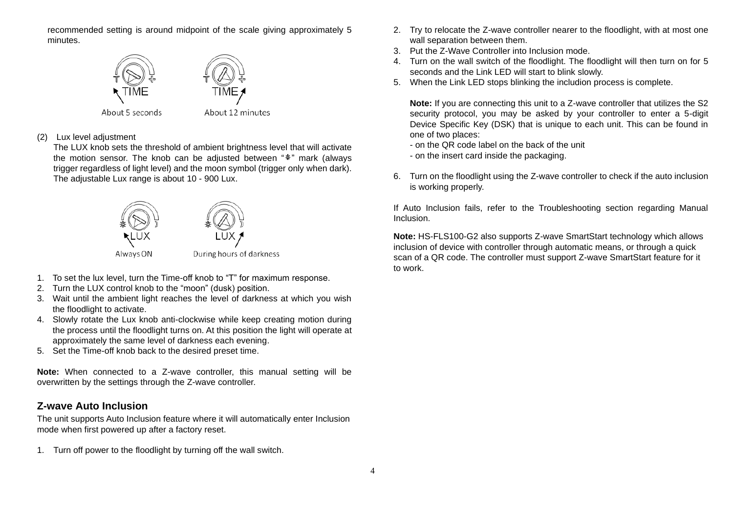recommended setting is around midpoint of the scale giving approximately 5 minutes.

About 5 seconds

About 12 minutes

(2) Lux level adjustment

The LUX knob sets the threshold of ambient brightness level that will activate the motion sensor. The knob can be adjusted between "❋" mark (always trigger regardless of light level) and the moon symbol (trigger only when dark). The adjustable Lux range is about 10 - 900 Lux.

Always ON

During hours of darkness

1. To set the lux level, turn the Time-off knob to "T" for maximum response.
2. Turn the LUX control knob to the "moon" (dusk) position.
3. Wait until the ambient light reaches the level of darkness at which you wish the floodlight to activate.
4. Slowly rotate the Lux knob anti-clockwise while keep creating motion during the process until the floodlight turns on. At this position the light will operate at approximately the same level of darkness each evening.
5. Set the Time-off knob back to the desired preset time.

**Note:** When connected to a Z-wave controller, this manual setting will be overwritten by the settings through the Z-wave controller.

## Z-wave Auto Inclusion

The unit supports Auto Inclusion feature where it will automatically enter Inclusion mode when first powered up after a factory reset.

1. Turn off power to the floodlight by turning off the wall switch.
2. Try to relocate the Z-wave controller nearer to the floodlight, with at most one wall separation between them.
3. Put the Z-Wave Controller into Inclusion mode.
4. Turn on the wall switch of the floodlight. The floodlight will then turn on for 5 seconds and the Link LED will start to blink slowly.
5. When the Link LED stops blinking the includion process is complete.

   **Note:** If you are connecting this unit to a Z-wave controller that utilizes the S2 security protocol, you may be asked by your controller to enter a 5-digit Device Specific Key (DSK) that is unique to each unit. This can be found in one of two places:
   - on the QR code label on the back of the unit
   - on the insert card inside the packaging.

6. Turn on the floodlight using the Z-wave controller to check if the auto inclusion is working properly.

If Auto Inclusion fails, refer to the Troubleshooting section regarding Manual Inclusion.

**Note:** HS-FLS100-G2 also supports Z-wave SmartStart technology which allows inclusion of device with controller through automatic means, or through a quick scan of a QR code. The controller must support Z-wave SmartStart feature for it to work.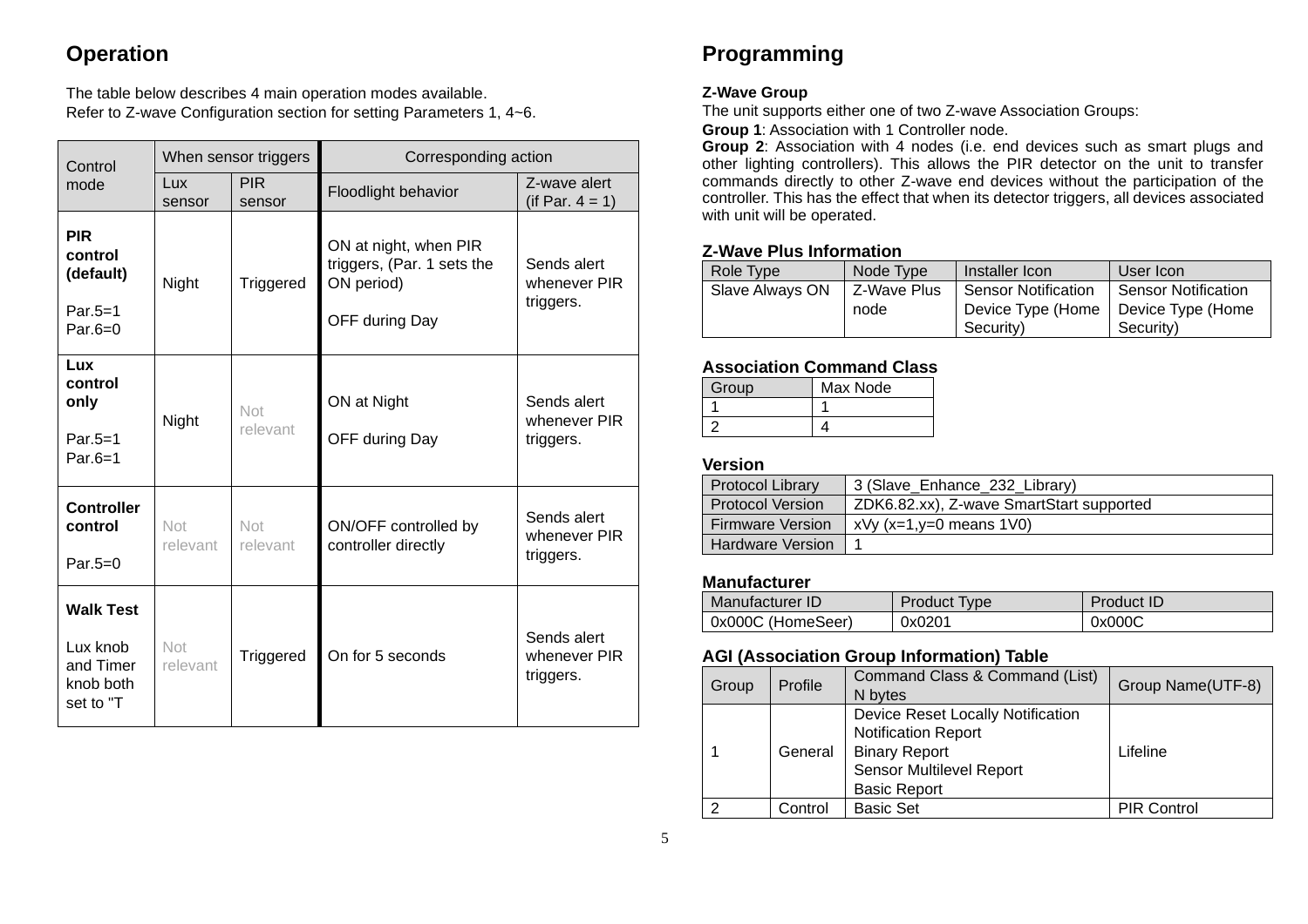## Operation

The table below describes 4 main operation modes available.
Refer to Z-wave Configuration section for setting Parameters 1, 4~6.

| Control mode | When sensor triggers | | Corresponding action | |
|---|---|---|---|---|
| | Lux sensor | PIR sensor | Floodlight behavior | Z-wave alert (if Par. 4 = 1) |
| **PIR control (default)** Par.5=1 Par.6=0 | Night | Triggered | ON at night, when PIR triggers, (Par. 1 sets the ON period) OFF during Day | Sends alert whenever PIR triggers. |
| **Lux control only** Par.5=1 Par.6=1 | Night | Not relevant | ON at Night OFF during Day | Sends alert whenever PIR triggers. |
| **Controller control** Par.5=0 | Not relevant | Not relevant | ON/OFF controlled by controller directly | Sends alert whenever PIR triggers. |
| **Walk Test** Lux knob and Timer knob both set to "T | Not relevant | Triggered | On for 5 seconds | Sends alert whenever PIR triggers. |

## Programming

**Z-Wave Group**

The unit supports either one of two Z-wave Association Groups:

**Group 1**: Association with 1 Controller node.

**Group 2**: Association with 4 nodes (i.e. end devices such as smart plugs and other lighting controllers). This allows the PIR detector on the unit to transfer commands directly to other Z-wave end devices without the participation of the controller. This has the effect that when its detector triggers, all devices associated with unit will be operated.

**Z-Wave Plus Information**

| Role Type | Node Type | Installer Icon | User Icon |
|---|---|---|---|
| Slave Always ON | Z-Wave Plus node | Sensor Notification Device Type (Home Security) | Sensor Notification Device Type (Home Security) |

**Association Command Class**

| Group | Max Node |
|---|---|
| 1 | 1 |
| 2 | 4 |

**Version**

| | |
|---|---|
| Protocol Library | 3 (Slave_Enhance_232_Library) |
| Protocol Version | ZDK6.82.xx), Z-wave SmartStart supported |
| Firmware Version | xVy (x=1,y=0 means 1V0) |
| Hardware Version | 1 |

**Manufacturer**

| Manufacturer ID | Product Type | Product ID |
|---|---|---|
| 0x000C (HomeSeer) | 0x0201 | 0x000C |

**AGI (Association Group Information) Table**

| Group | Profile | Command Class & Command (List) N bytes | Group Name(UTF-8) |
|---|---|---|---|
| 1 | General | Device Reset Locally Notification<br>Notification Report<br>Binary Report<br>Sensor Multilevel Report<br>Basic Report | Lifeline |
| 2 | Control | Basic Set | PIR Control |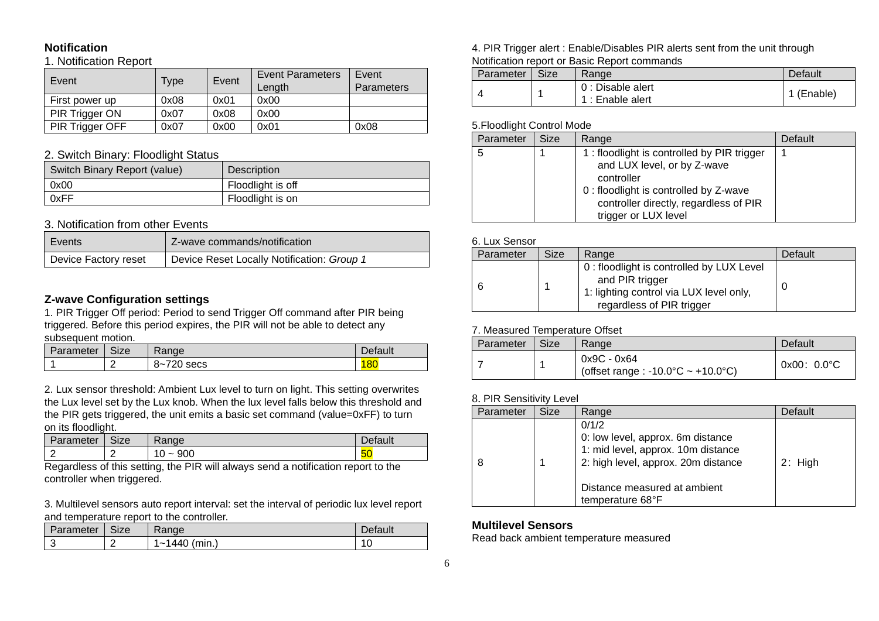## Notification

1. Notification Report

| Event | Type | Event | Event Parameters Length | Event Parameters |
|---|---|---|---|---|
| First power up | 0x08 | 0x01 | 0x00 | |
| PIR Trigger ON | 0x07 | 0x08 | 0x00 | |
| PIR Trigger OFF | 0x07 | 0x00 | 0x01 | 0x08 |

2. Switch Binary: Floodlight Status

| Switch Binary Report (value) | Description |
|---|---|
| 0x00 | Floodlight is off |
| 0xFF | Floodlight is on |

3. Notification from other Events

| Events | Z-wave commands/notification |
|---|---|
| Device Factory reset | Device Reset Locally Notification: *Group 1* |

## Z-wave Configuration settings

1. PIR Trigger Off period: Period to send Trigger Off command after PIR being triggered. Before this period expires, the PIR will not be able to detect any subsequent motion.

| Parameter | Size | Range | Default |
|---|---|---|---|
| 1 | 2 | 8~720 secs | 180 |

2. Lux sensor threshold: Ambient Lux level to turn on light. This setting overwrites the Lux level set by the Lux knob. When the lux level falls below this threshold and the PIR gets triggered, the unit emits a basic set command (value=0xFF) to turn on its floodlight.

| Parameter | Size | Range | Default |
|---|---|---|---|
| 2 | 2 | 10 ~ 900 | 50 |

Regardless of this setting, the PIR will always send a notification report to the controller when triggered.

3. Multilevel sensors auto report interval: set the interval of periodic lux level report and temperature report to the controller.

| Parameter | Size | Range | Default |
|---|---|---|---|
| 3 | 2 | 1~1440 (min.) | 10 |

4. PIR Trigger alert : Enable/Disables PIR alerts sent from the unit through Notification report or Basic Report commands

| Parameter | Size | Range | Default |
|---|---|---|---|
| 4 | 1 | 0 : Disable alert<br>1 : Enable alert | 1 (Enable) |

5.Floodlight Control Mode

| Parameter | Size | Range | Default |
|---|---|---|---|
| 5 | 1 | 1 : floodlight is controlled by PIR trigger and LUX level, or by Z-wave controller<br>0 : floodlight is controlled by Z-wave controller directly, regardless of PIR trigger or LUX level | 1 |

6. Lux Sensor

| Parameter | Size | Range | Default |
|---|---|---|---|
| 6 | 1 | 0 : floodlight is controlled by LUX Level and PIR trigger<br>1: lighting control via LUX level only, regardless of PIR trigger | 0 |

7. Measured Temperature Offset

| Parameter | Size | Range | Default |
|---|---|---|---|
| 7 | 1 | 0x9C - 0x64<br>(offset range : -10.0°C ~ +10.0°C) | 0x00：0.0°C |

8. PIR Sensitivity Level

| Parameter | Size | Range | Default |
|---|---|---|---|
| 8 | 1 | 0/1/2<br>0: low level, approx. 6m distance<br>1: mid level, approx. 10m distance<br>2: high level, approx. 20m distance<br><br>Distance measured at ambient temperature 68°F | 2：High |

## Multilevel Sensors

Read back ambient temperature measured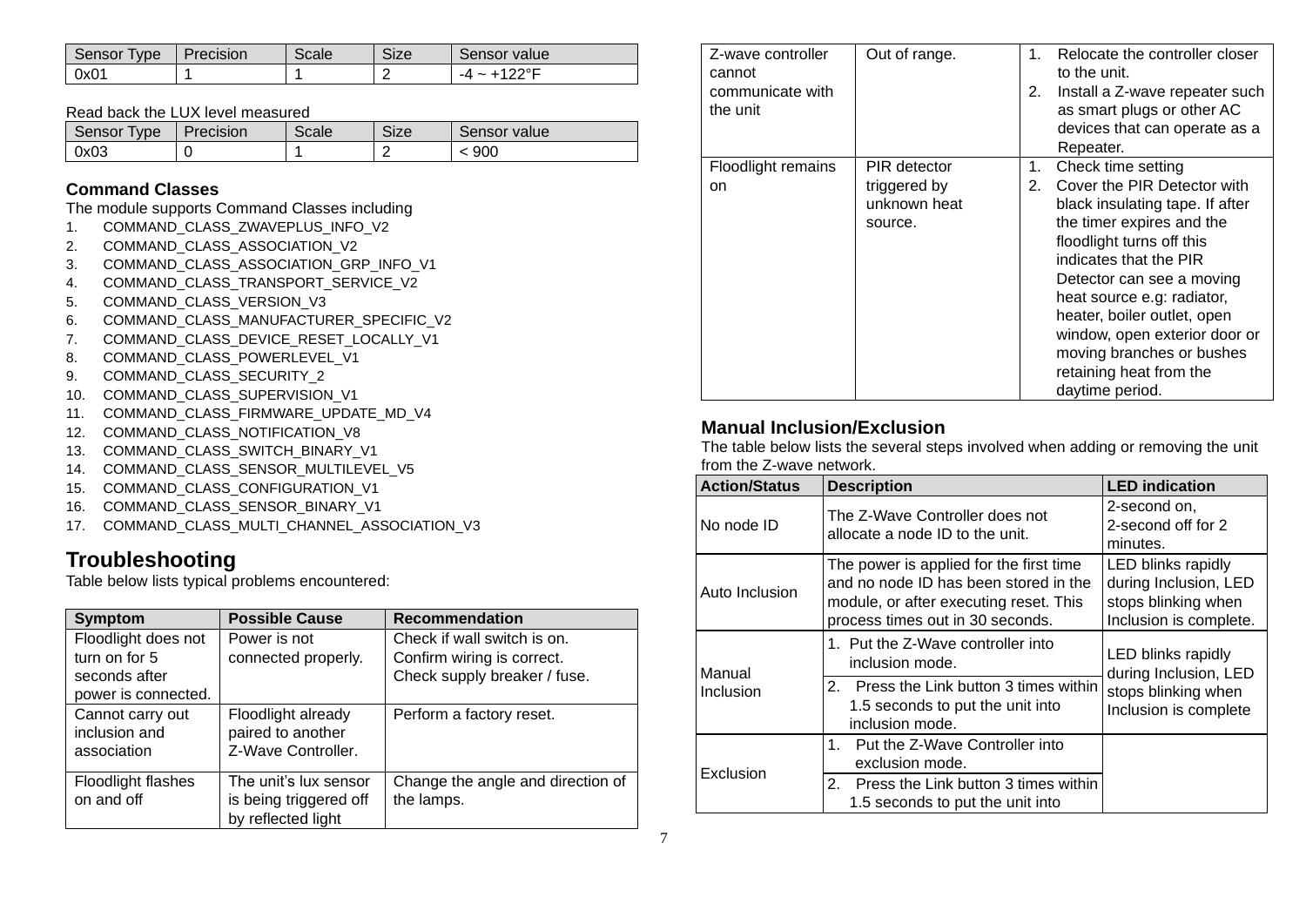| Sensor Type | Precision | Scale | Size | Sensor value |
| --- | --- | --- | --- | --- |
| 0x01 | 1 | 1 | 2 | -4 ~ +122°F |

Read back the LUX level measured

| Sensor Type | Precision | Scale | Size | Sensor value |
| --- | --- | --- | --- | --- |
| 0x03 | 0 | 1 | 2 | < 900 |

### Command Classes

The module supports Command Classes including

1. COMMAND_CLASS_ZWAVEPLUS_INFO_V2
2. COMMAND_CLASS_ASSOCIATION_V2
3. COMMAND_CLASS_ASSOCIATION_GRP_INFO_V1
4. COMMAND_CLASS_TRANSPORT_SERVICE_V2
5. COMMAND_CLASS_VERSION_V3
6. COMMAND_CLASS_MANUFACTURER_SPECIFIC_V2
7. COMMAND_CLASS_DEVICE_RESET_LOCALLY_V1
8. COMMAND_CLASS_POWERLEVEL_V1
9. COMMAND_CLASS_SECURITY_2
10. COMMAND_CLASS_SUPERVISION_V1
11. COMMAND_CLASS_FIRMWARE_UPDATE_MD_V4
12. COMMAND_CLASS_NOTIFICATION_V8
13. COMMAND_CLASS_SWITCH_BINARY_V1
14. COMMAND_CLASS_SENSOR_MULTILEVEL_V5
15. COMMAND_CLASS_CONFIGURATION_V1
16. COMMAND_CLASS_SENSOR_BINARY_V1
17. COMMAND_CLASS_MULTI_CHANNEL_ASSOCIATION_V3

## Troubleshooting

Table below lists typical problems encountered:

| Symptom | Possible Cause | Recommendation |
| --- | --- | --- |
| Floodlight does not turn on for 5 seconds after power is connected. | Power is not connected properly. | Check if wall switch is on. Confirm wiring is correct. Check supply breaker / fuse. |
| Cannot carry out inclusion and association | Floodlight already paired to another Z-Wave Controller. | Perform a factory reset. |
| Floodlight flashes on and off | The unit's lux sensor is being triggered off by reflected light | Change the angle and direction of the lamps. |
| Z-wave controller cannot communicate with the unit | Out of range. | 1. Relocate the controller closer to the unit.<br>2. Install a Z-wave repeater such as smart plugs or other AC devices that can operate as a Repeater. |
| Floodlight remains on | PIR detector triggered by unknown heat source. | 1. Check time setting<br>2. Cover the PIR Detector with black insulating tape. If after the timer expires and the floodlight turns off this indicates that the PIR Detector can see a moving heat source e.g: radiator, heater, boiler outlet, open window, open exterior door or moving branches or bushes retaining heat from the daytime period. |

### Manual Inclusion/Exclusion

The table below lists the several steps involved when adding or removing the unit from the Z-wave network.

| Action/Status | Description | LED indication |
| --- | --- | --- |
| No node ID | The Z-Wave Controller does not allocate a node ID to the unit. | 2-second on, 2-second off for 2 minutes. |
| Auto Inclusion | The power is applied for the first time and no node ID has been stored in the module, or after executing reset. This process times out in 30 seconds. | LED blinks rapidly during Inclusion, LED stops blinking when Inclusion is complete. |
| Manual Inclusion | 1. Put the Z-Wave controller into inclusion mode.<br>2. Press the Link button 3 times within 1.5 seconds to put the unit into inclusion mode. | LED blinks rapidly during Inclusion, LED stops blinking when Inclusion is complete |
| Exclusion | 1. Put the Z-Wave Controller into exclusion mode.<br>2. Press the Link button 3 times within 1.5 seconds to put the unit into | |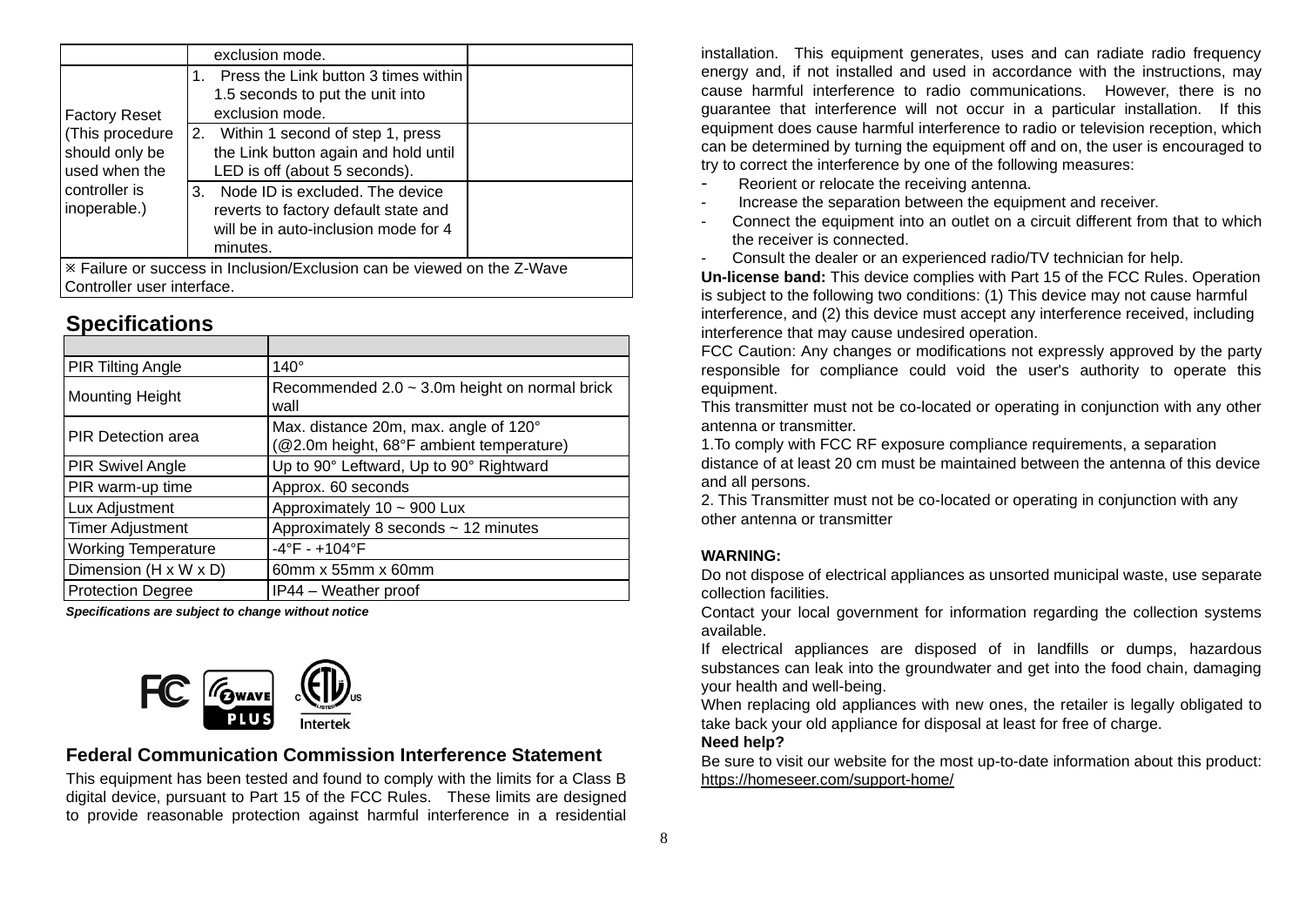| | | |
|---|---|---|
| | exclusion mode. | |
| Factory Reset (This procedure should only be used when the controller is inoperable.) | 1. Press the Link button 3 times within 1.5 seconds to put the unit into exclusion mode. | |
| | 2. Within 1 second of step 1, press the Link button again and hold until LED is off (about 5 seconds). | |
| | 3. Node ID is excluded. The device reverts to factory default state and will be in auto-inclusion mode for 4 minutes. | |
| ※ Failure or success in Inclusion/Exclusion can be viewed on the Z-Wave Controller user interface. | | |

## Specifications

| | |
|---|---|
| PIR Tilting Angle | 140° |
| Mounting Height | Recommended 2.0 ~ 3.0m height on normal brick wall |
| PIR Detection area | Max. distance 20m, max. angle of 120° (@2.0m height, 68°F ambient temperature) |
| PIR Swivel Angle | Up to 90° Leftward, Up to 90° Rightward |
| PIR warm-up time | Approx. 60 seconds |
| Lux Adjustment | Approximately 10 ~ 900 Lux |
| Timer Adjustment | Approximately 8 seconds ~ 12 minutes |
| Working Temperature | -4°F - +104°F |
| Dimension (H x W x D) | 60mm x 55mm x 60mm |
| Protection Degree | IP44 – Weather proof |

***Specifications are subject to change without notice***

### Federal Communication Commission Interference Statement

This equipment has been tested and found to comply with the limits for a Class B digital device, pursuant to Part 15 of the FCC Rules. These limits are designed to provide reasonable protection against harmful interference in a residential installation. This equipment generates, uses and can radiate radio frequency energy and, if not installed and used in accordance with the instructions, may cause harmful interference to radio communications. However, there is no guarantee that interference will not occur in a particular installation. If this equipment does cause harmful interference to radio or television reception, which can be determined by turning the equipment off and on, the user is encouraged to try to correct the interference by one of the following measures:

- Reorient or relocate the receiving antenna.
- Increase the separation between the equipment and receiver.
- Connect the equipment into an outlet on a circuit different from that to which the receiver is connected.
- Consult the dealer or an experienced radio/TV technician for help.

**Un-license band:** This device complies with Part 15 of the FCC Rules. Operation is subject to the following two conditions: (1) This device may not cause harmful interference, and (2) this device must accept any interference received, including interference that may cause undesired operation.

FCC Caution: Any changes or modifications not expressly approved by the party responsible for compliance could void the user's authority to operate this equipment.

This transmitter must not be co-located or operating in conjunction with any other antenna or transmitter.

1.To comply with FCC RF exposure compliance requirements, a separation distance of at least 20 cm must be maintained between the antenna of this device and all persons.

2. This Transmitter must not be co-located or operating in conjunction with any other antenna or transmitter

**WARNING:**

Do not dispose of electrical appliances as unsorted municipal waste, use separate collection facilities.

Contact your local government for information regarding the collection systems available.

If electrical appliances are disposed of in landfills or dumps, hazardous substances can leak into the groundwater and get into the food chain, damaging your health and well-being.

When replacing old appliances with new ones, the retailer is legally obligated to take back your old appliance for disposal at least for free of charge.

**Need help?**

Be sure to visit our website for the most up-to-date information about this product: https://homeseer.com/support-home/